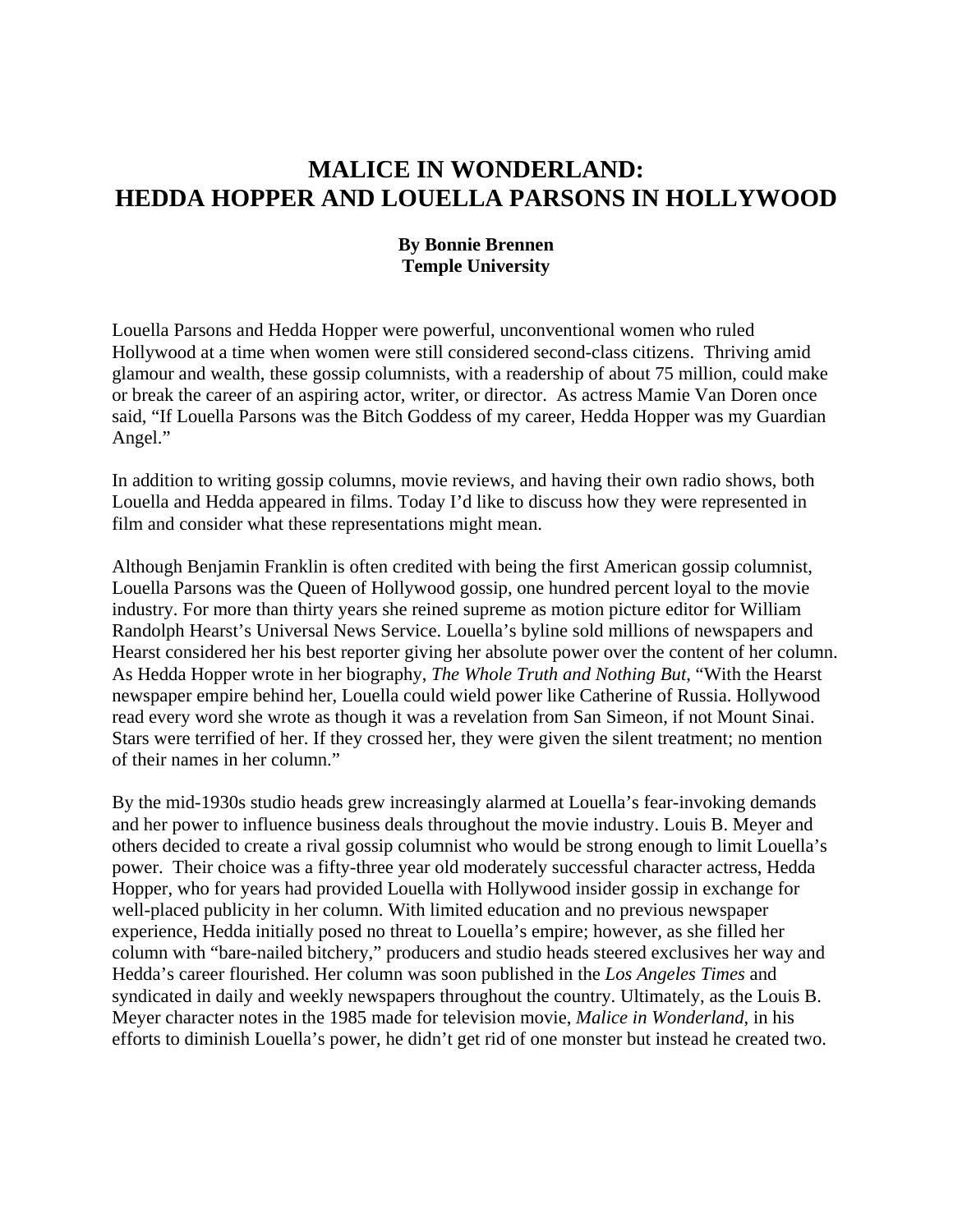# MALICE IN WONDERLAND:
# HEDDA HOPPER AND LOUELLA PARSONS IN HOLLYWOOD

**By Bonnie Brennen**
**Temple University**

Louella Parsons and Hedda Hopper were powerful, unconventional women who ruled Hollywood at a time when women were still considered second-class citizens. Thriving amid glamour and wealth, these gossip columnists, with a readership of about 75 million, could make or break the career of an aspiring actor, writer, or director. As actress Mamie Van Doren once said, "If Louella Parsons was the Bitch Goddess of my career, Hedda Hopper was my Guardian Angel."

In addition to writing gossip columns, movie reviews, and having their own radio shows, both Louella and Hedda appeared in films. Today I'd like to discuss how they were represented in film and consider what these representations might mean.

Although Benjamin Franklin is often credited with being the first American gossip columnist, Louella Parsons was the Queen of Hollywood gossip, one hundred percent loyal to the movie industry. For more than thirty years she reined supreme as motion picture editor for William Randolph Hearst's Universal News Service. Louella's byline sold millions of newspapers and Hearst considered her his best reporter giving her absolute power over the content of her column. As Hedda Hopper wrote in her biography, *The Whole Truth and Nothing But*, "With the Hearst newspaper empire behind her, Louella could wield power like Catherine of Russia. Hollywood read every word she wrote as though it was a revelation from San Simeon, if not Mount Sinai. Stars were terrified of her. If they crossed her, they were given the silent treatment; no mention of their names in her column."

By the mid-1930s studio heads grew increasingly alarmed at Louella's fear-invoking demands and her power to influence business deals throughout the movie industry. Louis B. Meyer and others decided to create a rival gossip columnist who would be strong enough to limit Louella's power. Their choice was a fifty-three year old moderately successful character actress, Hedda Hopper, who for years had provided Louella with Hollywood insider gossip in exchange for well-placed publicity in her column. With limited education and no previous newspaper experience, Hedda initially posed no threat to Louella's empire; however, as she filled her column with "bare-nailed bitchery," producers and studio heads steered exclusives her way and Hedda's career flourished. Her column was soon published in the *Los Angeles Times* and syndicated in daily and weekly newspapers throughout the country. Ultimately, as the Louis B. Meyer character notes in the 1985 made for television movie, *Malice in Wonderland*, in his efforts to diminish Louella's power, he didn't get rid of one monster but instead he created two.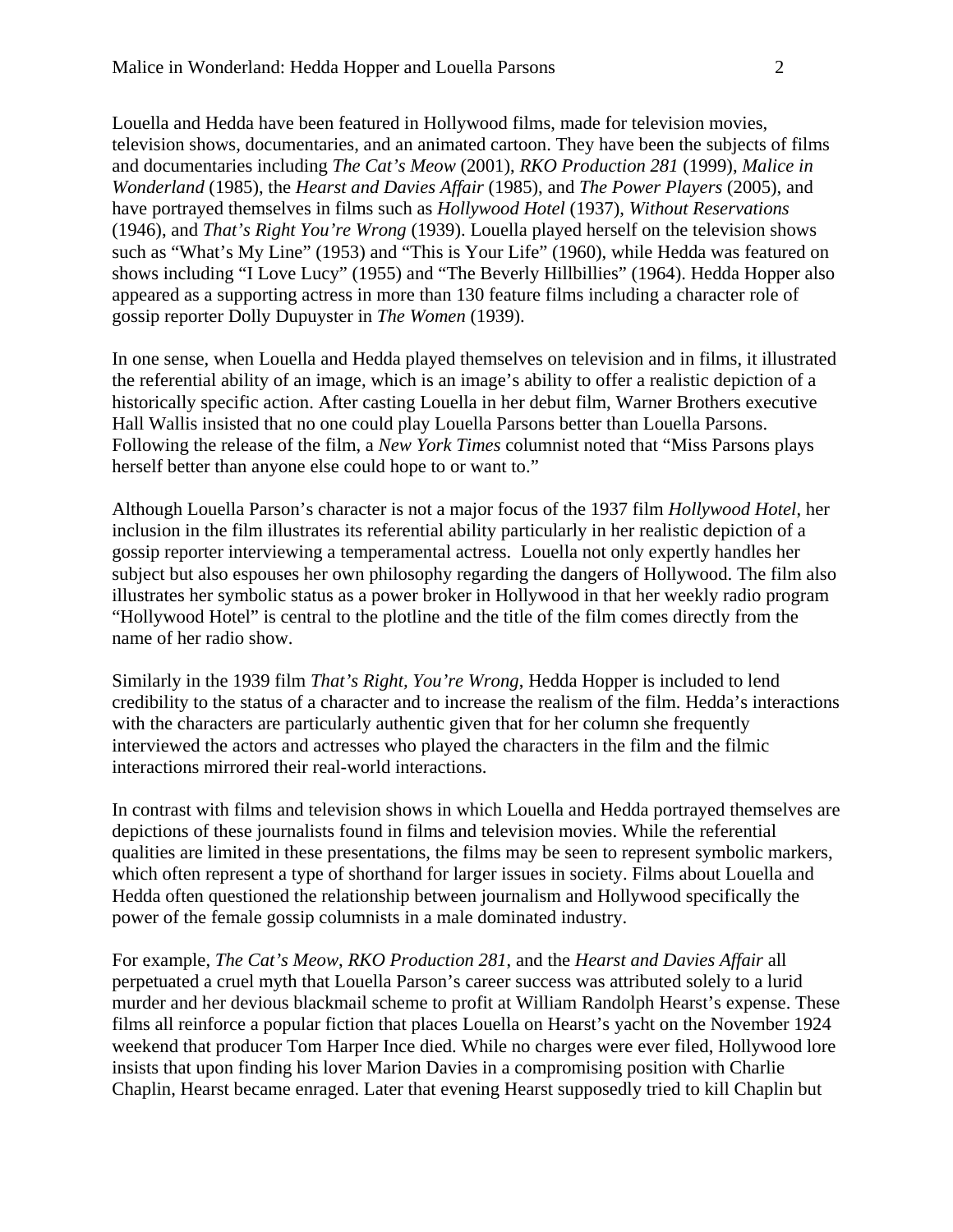Louella and Hedda have been featured in Hollywood films, made for television movies, television shows, documentaries, and an animated cartoon. They have been the subjects of films and documentaries including *The Cat's Meow* (2001), *RKO Production 281* (1999), *Malice in Wonderland* (1985), the *Hearst and Davies Affair* (1985), and *The Power Players* (2005), and have portrayed themselves in films such as *Hollywood Hotel* (1937), *Without Reservations* (1946), and *That's Right You're Wrong* (1939). Louella played herself on the television shows such as "What's My Line" (1953) and "This is Your Life" (1960), while Hedda was featured on shows including "I Love Lucy" (1955) and "The Beverly Hillbillies" (1964). Hedda Hopper also appeared as a supporting actress in more than 130 feature films including a character role of gossip reporter Dolly Dupuyster in *The Women* (1939).

In one sense, when Louella and Hedda played themselves on television and in films, it illustrated the referential ability of an image, which is an image's ability to offer a realistic depiction of a historically specific action. After casting Louella in her debut film, Warner Brothers executive Hall Wallis insisted that no one could play Louella Parsons better than Louella Parsons. Following the release of the film, a *New York Times* columnist noted that "Miss Parsons plays herself better than anyone else could hope to or want to."

Although Louella Parson's character is not a major focus of the 1937 film *Hollywood Hotel*, her inclusion in the film illustrates its referential ability particularly in her realistic depiction of a gossip reporter interviewing a temperamental actress. Louella not only expertly handles her subject but also espouses her own philosophy regarding the dangers of Hollywood. The film also illustrates her symbolic status as a power broker in Hollywood in that her weekly radio program "Hollywood Hotel" is central to the plotline and the title of the film comes directly from the name of her radio show.

Similarly in the 1939 film *That's Right, You're Wrong*, Hedda Hopper is included to lend credibility to the status of a character and to increase the realism of the film. Hedda's interactions with the characters are particularly authentic given that for her column she frequently interviewed the actors and actresses who played the characters in the film and the filmic interactions mirrored their real-world interactions.

In contrast with films and television shows in which Louella and Hedda portrayed themselves are depictions of these journalists found in films and television movies. While the referential qualities are limited in these presentations, the films may be seen to represent symbolic markers, which often represent a type of shorthand for larger issues in society. Films about Louella and Hedda often questioned the relationship between journalism and Hollywood specifically the power of the female gossip columnists in a male dominated industry.

For example, *The Cat's Meow*, *RKO Production 281*, and the *Hearst and Davies Affair* all perpetuated a cruel myth that Louella Parson's career success was attributed solely to a lurid murder and her devious blackmail scheme to profit at William Randolph Hearst's expense. These films all reinforce a popular fiction that places Louella on Hearst's yacht on the November 1924 weekend that producer Tom Harper Ince died. While no charges were ever filed, Hollywood lore insists that upon finding his lover Marion Davies in a compromising position with Charlie Chaplin, Hearst became enraged. Later that evening Hearst supposedly tried to kill Chaplin but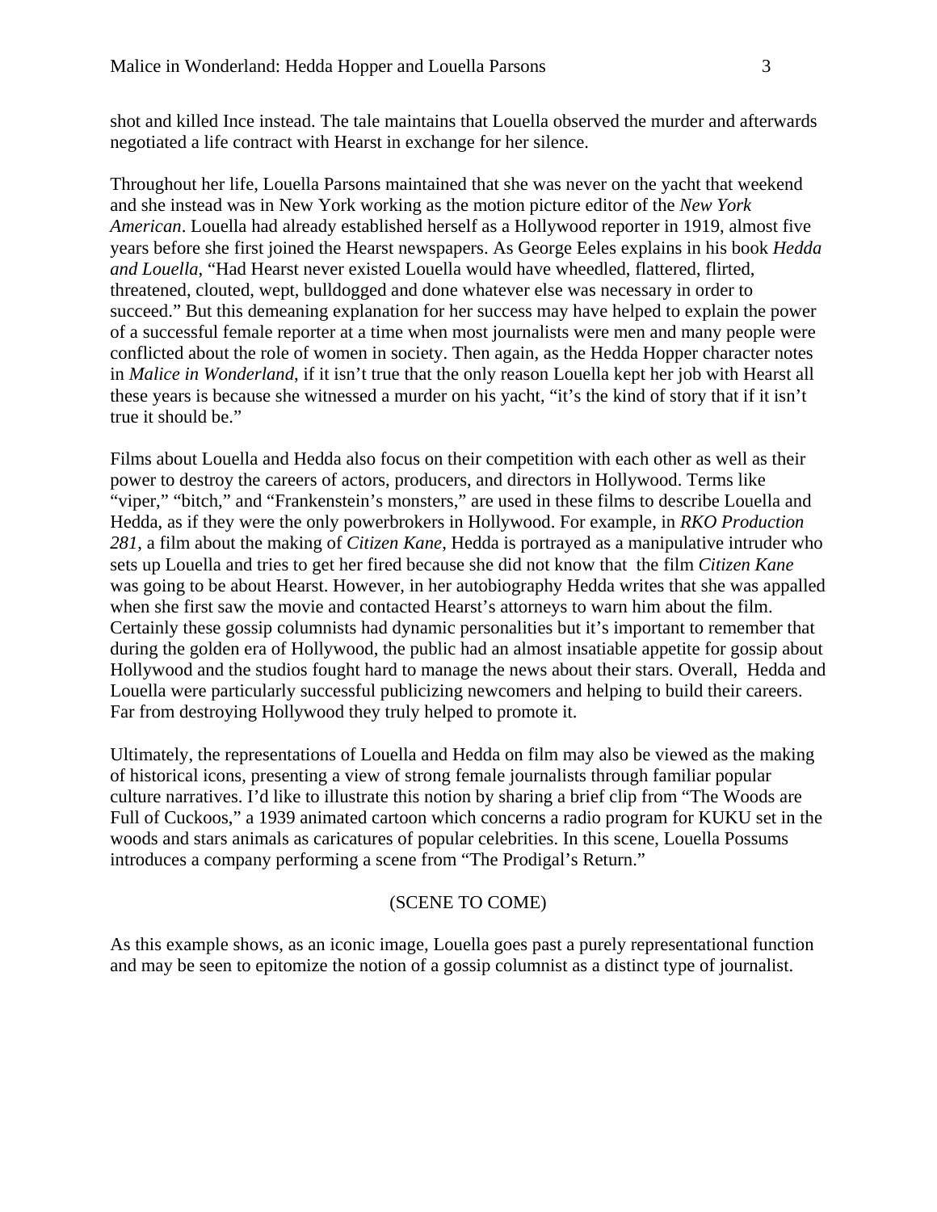shot and killed Ince instead. The tale maintains that Louella observed the murder and afterwards negotiated a life contract with Hearst in exchange for her silence.

Throughout her life, Louella Parsons maintained that she was never on the yacht that weekend and she instead was in New York working as the motion picture editor of the *New York American*. Louella had already established herself as a Hollywood reporter in 1919, almost five years before she first joined the Hearst newspapers. As George Eeles explains in his book *Hedda and Louella*, "Had Hearst never existed Louella would have wheedled, flattered, flirted, threatened, clouted, wept, bulldogged and done whatever else was necessary in order to succeed." But this demeaning explanation for her success may have helped to explain the power of a successful female reporter at a time when most journalists were men and many people were conflicted about the role of women in society. Then again, as the Hedda Hopper character notes in *Malice in Wonderland*, if it isn't true that the only reason Louella kept her job with Hearst all these years is because she witnessed a murder on his yacht, "it's the kind of story that if it isn't true it should be."

Films about Louella and Hedda also focus on their competition with each other as well as their power to destroy the careers of actors, producers, and directors in Hollywood. Terms like "viper," "bitch," and "Frankenstein's monsters," are used in these films to describe Louella and Hedda, as if they were the only powerbrokers in Hollywood. For example, in *RKO Production 281*, a film about the making of *Citizen Kane*, Hedda is portrayed as a manipulative intruder who sets up Louella and tries to get her fired because she did not know that the film *Citizen Kane* was going to be about Hearst. However, in her autobiography Hedda writes that she was appalled when she first saw the movie and contacted Hearst's attorneys to warn him about the film. Certainly these gossip columnists had dynamic personalities but it's important to remember that during the golden era of Hollywood, the public had an almost insatiable appetite for gossip about Hollywood and the studios fought hard to manage the news about their stars. Overall, Hedda and Louella were particularly successful publicizing newcomers and helping to build their careers. Far from destroying Hollywood they truly helped to promote it.

Ultimately, the representations of Louella and Hedda on film may also be viewed as the making of historical icons, presenting a view of strong female journalists through familiar popular culture narratives. I'd like to illustrate this notion by sharing a brief clip from "The Woods are Full of Cuckoos," a 1939 animated cartoon which concerns a radio program for KUKU set in the woods and stars animals as caricatures of popular celebrities. In this scene, Louella Possums introduces a company performing a scene from "The Prodigal's Return."

(SCENE TO COME)

As this example shows, as an iconic image, Louella goes past a purely representational function and may be seen to epitomize the notion of a gossip columnist as a distinct type of journalist.